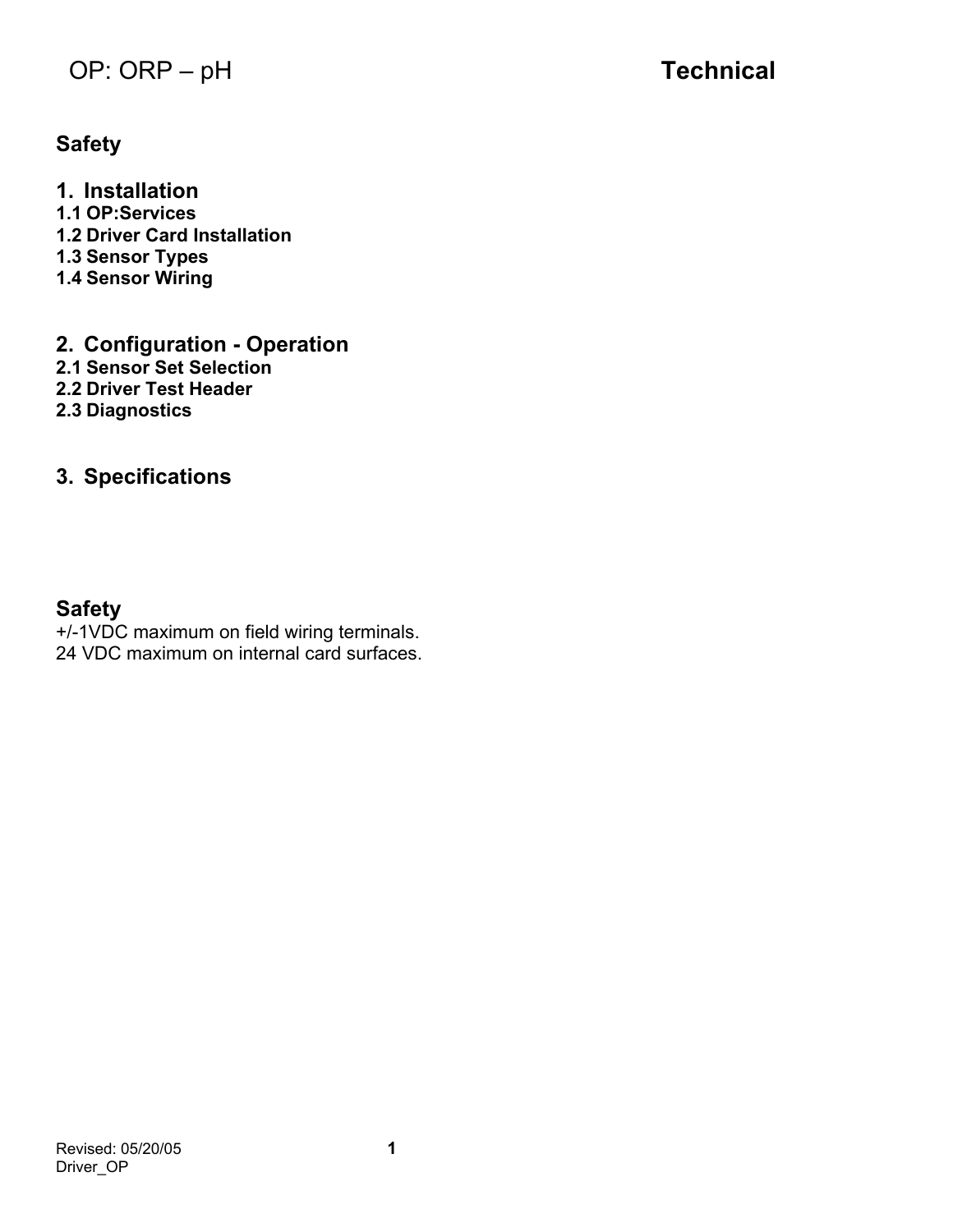# OP: ORP – pH **Technical**

**Safety**

## 1. Installation

**1.1 OP:Services**
**1.2 Driver Card Installation**
**1.3 Sensor Types**
**1.4 Sensor Wiring**

## 2. Configuration - Operation

**2.1 Sensor Set Selection**
**2.2 Driver Test Header**
**2.3 Diagnostics**

## 3. Specifications

## Safety

+/-1VDC maximum on field wiring terminals.
24 VDC maximum on internal card surfaces.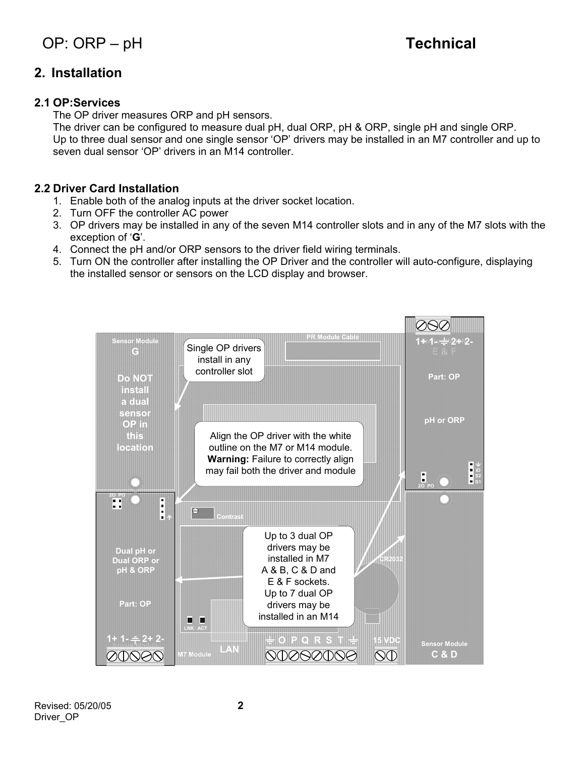# OP: ORP – pH **Technical**

## 2. Installation

### 2.1 OP:Services

The OP driver measures ORP and pH sensors.
The driver can be configured to measure dual pH, dual ORP, pH & ORP, single pH and single ORP.
Up to three dual sensor and one single sensor 'OP' drivers may be installed in an M7 controller and up to seven dual sensor 'OP' drivers in an M14 controller.

### 2.2 Driver Card Installation

1. Enable both of the analog inputs at the driver socket location.
2. Turn OFF the controller AC power
3. OP drivers may be installed in any of the seven M14 controller slots and in any of the M7 slots with the exception of '**G**'.
4. Connect the pH and/or ORP sensors to the driver field wiring terminals.
5. Turn ON the controller after installing the OP Driver and the controller will auto-configure, displaying the installed sensor or sensors on the LCD display and browser.

Sensor Module G — Do NOT install a dual sensor OP in this location

Single OP drivers install in any controller slot

Align the OP driver with the white outline on the M7 or M14 module. **Warning:** Failure to correctly align may fail both the driver and module

Up to 3 dual OP drivers may be installed in M7 A & B, C & D and E & F sockets. Up to 7 dual OP drivers may be installed in an M14

Dual pH or Dual ORP or pH & ORP — Part: OP — 1+ 1- ⏚ 2+ 2-

Part: OP — pH or ORP — 1+ 1- ⏚ 2+ 2- — E & F

Sensor Module C & D

PR Module Cable — Contrast — LNK ACT — LAN — M7 Module — ⏚ O P Q R S T ⏚ — 15 VDC — CR2032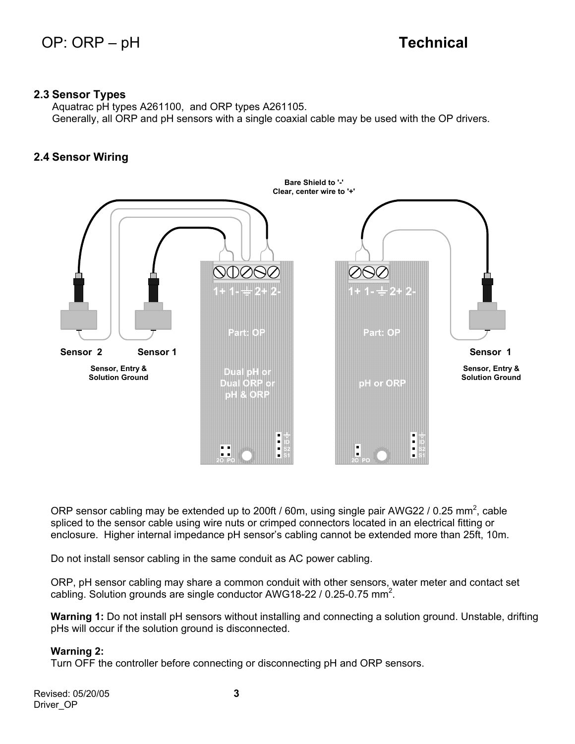## 2.3 Sensor Types

Aquatrac pH types A261100, and ORP types A261105.
Generally, all ORP and pH sensors with a single coaxial cable may be used with the OP drivers.

## 2.4 Sensor Wiring

Bare Shield to '-'
Clear, center wire to '+'

1+ 1- ⏚ 2+ 2-

Part: OP

Dual pH or Dual ORP or pH & ORP

1+ 1- ⏚ 2+ 2-

Part: OP

pH or ORP

Sensor 2 Sensor 1

Sensor, Entry & Solution Ground

Sensor 1

Sensor, Entry & Solution Ground

ORP sensor cabling may be extended up to 200ft / 60m, using single pair AWG22 / 0.25 $mm^2$, cable spliced to the sensor cable using wire nuts or crimped connectors located in an electrical fitting or enclosure. Higher internal impedance pH sensor's cabling cannot be extended more than 25ft, 10m.

Do not install sensor cabling in the same conduit as AC power cabling.

ORP, pH sensor cabling may share a common conduit with other sensors, water meter and contact set cabling. Solution grounds are single conductor AWG18-22 / 0.25-0.75 $mm^2$.

**Warning 1:** Do not install pH sensors without installing and connecting a solution ground. Unstable, drifting pHs will occur if the solution ground is disconnected.

**Warning 2:**
Turn OFF the controller before connecting or disconnecting pH and ORP sensors.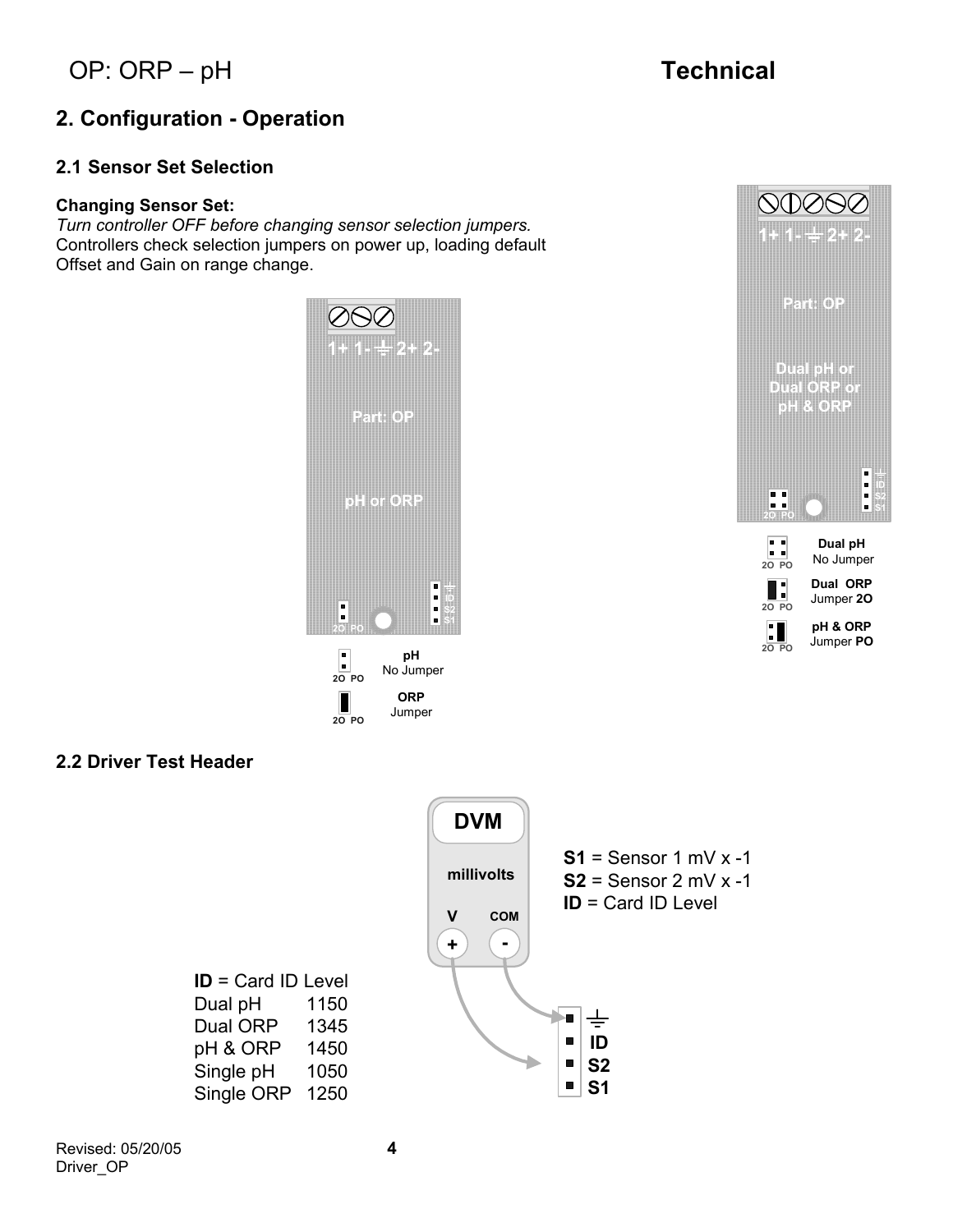OP: ORP – pH **Technical**

## 2. Configuration - Operation

### 2.1 Sensor Set Selection

**Changing Sensor Set:**
*Turn controller OFF before changing sensor selection jumpers.*
Controllers check selection jumpers on power up, loading default Offset and Gain on range change.

1+ 1- ⏚ 2+ 2-

Part: OP

pH or ORP

2O PO

| | |
|---|---|
| **pH** | No Jumper |
| **ORP** | Jumper |

1+ 1- ⏚ 2+ 2-

Part: OP

Dual pH or Dual ORP or pH & ORP

2O PO

| | |
|---|---|
| **Dual pH** | No Jumper |
| **Dual ORP** | Jumper **2O** |
| **pH & ORP** | Jumper **PO** |

### 2.2 Driver Test Header

**DVM**

millivolts

V + COM -

**S1** = Sensor 1 mV x -1
**S2** = Sensor 2 mV x -1
**ID** = Card ID Level

⏚ ID S2 S1

**ID** = Card ID Level

| | |
|---|---|
| Dual pH | 1150 |
| Dual ORP | 1345 |
| pH & ORP | 1450 |
| Single pH | 1050 |
| Single ORP | 1250 |

Revised: 05/20/05
Driver_OP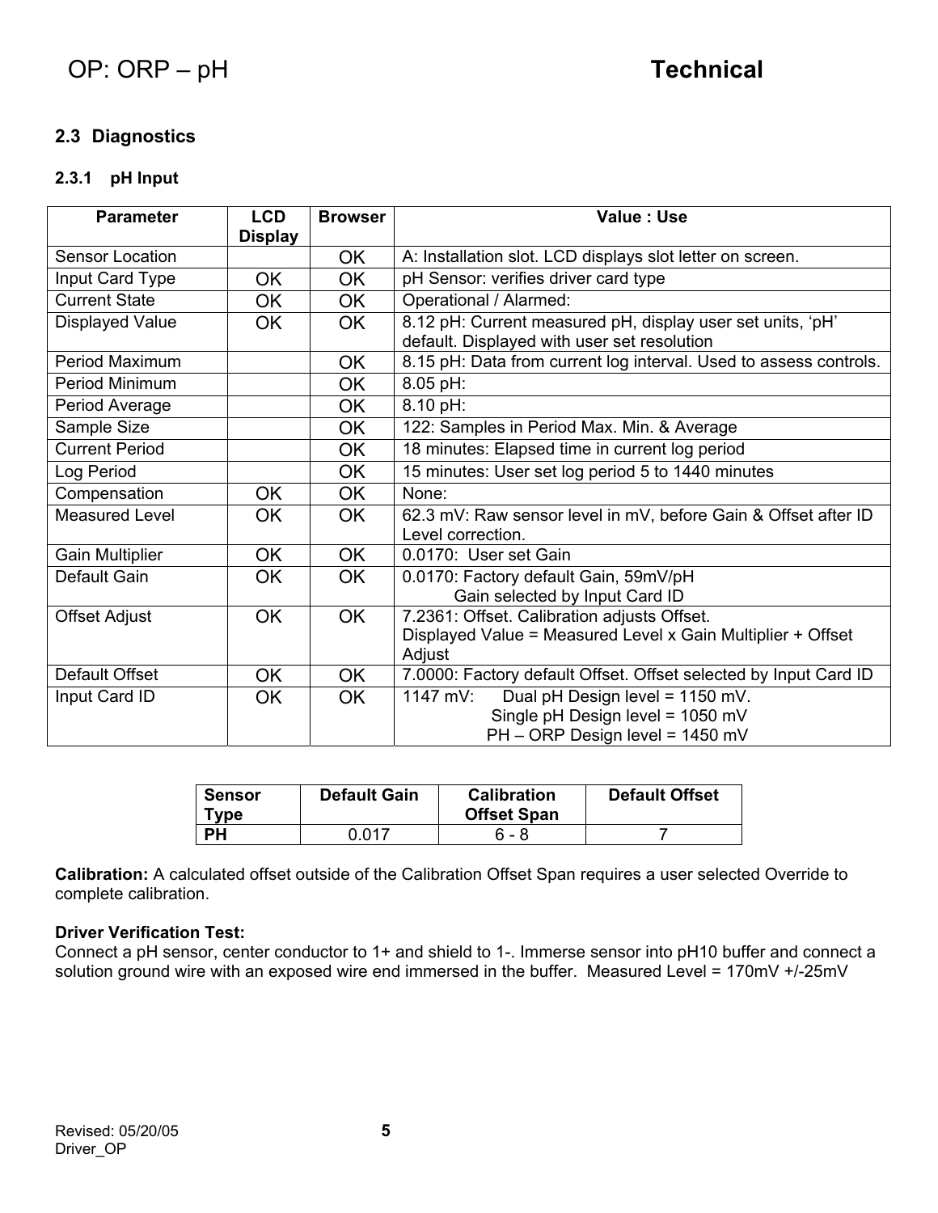## 2.3 Diagnostics

### 2.3.1 pH Input

| Parameter | LCD Display | Browser | Value : Use |
|---|---|---|---|
| Sensor Location | | OK | A: Installation slot. LCD displays slot letter on screen. |
| Input Card Type | OK | OK | pH Sensor: verifies driver card type |
| Current State | OK | OK | Operational / Alarmed: |
| Displayed Value | OK | OK | 8.12 pH: Current measured pH, display user set units, 'pH' default. Displayed with user set resolution |
| Period Maximum | | OK | 8.15 pH: Data from current log interval. Used to assess controls. |
| Period Minimum | | OK | 8.05 pH: |
| Period Average | | OK | 8.10 pH: |
| Sample Size | | OK | 122: Samples in Period Max. Min. & Average |
| Current Period | | OK | 18 minutes: Elapsed time in current log period |
| Log Period | | OK | 15 minutes: User set log period 5 to 1440 minutes |
| Compensation | OK | OK | None: |
| Measured Level | OK | OK | 62.3 mV: Raw sensor level in mV, before Gain & Offset after ID Level correction. |
| Gain Multiplier | OK | OK | 0.0170: User set Gain |
| Default Gain | OK | OK | 0.0170: Factory default Gain, 59mV/pH Gain selected by Input Card ID |
| Offset Adjust | OK | OK | 7.2361: Offset. Calibration adjusts Offset. Displayed Value = Measured Level x Gain Multiplier + Offset Adjust |
| Default Offset | OK | OK | 7.0000: Factory default Offset. Offset selected by Input Card ID |
| Input Card ID | OK | OK | 1147 mV: Dual pH Design level = 1150 mV. Single pH Design level = 1050 mV PH – ORP Design level = 1450 mV |

| Sensor Type | Default Gain | Calibration Offset Span | Default Offset |
|---|---|---|---|
| **PH** | 0.017 | 6 - 8 | 7 |

**Calibration:** A calculated offset outside of the Calibration Offset Span requires a user selected Override to complete calibration.

**Driver Verification Test:**
Connect a pH sensor, center conductor to 1+ and shield to 1-. Immerse sensor into pH10 buffer and connect a solution ground wire with an exposed wire end immersed in the buffer. Measured Level = 170mV +/-25mV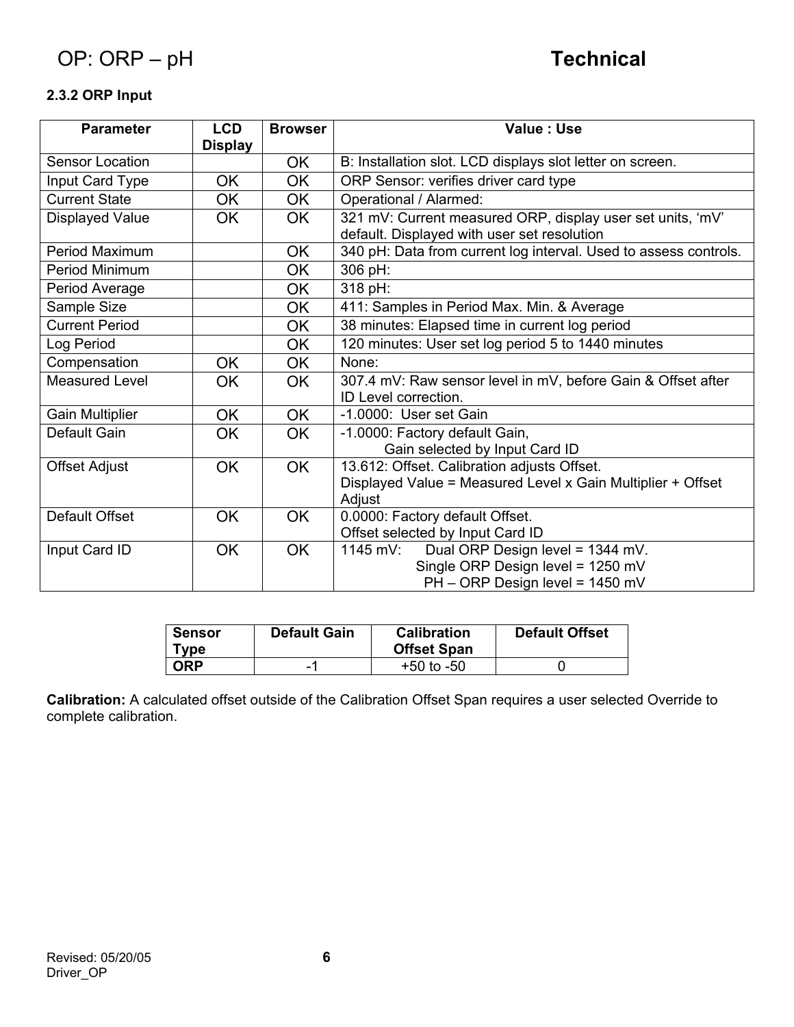### 2.3.2 ORP Input

| Parameter | LCD Display | Browser | Value : Use |
|---|---|---|---|
| Sensor Location | | OK | B: Installation slot. LCD displays slot letter on screen. |
| Input Card Type | OK | OK | ORP Sensor: verifies driver card type |
| Current State | OK | OK | Operational / Alarmed: |
| Displayed Value | OK | OK | 321 mV: Current measured ORP, display user set units, 'mV' default. Displayed with user set resolution |
| Period Maximum | | OK | 340 pH: Data from current log interval. Used to assess controls. |
| Period Minimum | | OK | 306 pH: |
| Period Average | | OK | 318 pH: |
| Sample Size | | OK | 411: Samples in Period Max. Min. & Average |
| Current Period | | OK | 38 minutes: Elapsed time in current log period |
| Log Period | | OK | 120 minutes: User set log period 5 to 1440 minutes |
| Compensation | OK | OK | None: |
| Measured Level | OK | OK | 307.4 mV: Raw sensor level in mV, before Gain & Offset after ID Level correction. |
| Gain Multiplier | OK | OK | -1.0000: User set Gain |
| Default Gain | OK | OK | -1.0000: Factory default Gain, Gain selected by Input Card ID |
| Offset Adjust | OK | OK | 13.612: Offset. Calibration adjusts Offset. Displayed Value = Measured Level x Gain Multiplier + Offset Adjust |
| Default Offset | OK | OK | 0.0000: Factory default Offset. Offset selected by Input Card ID |
| Input Card ID | OK | OK | 1145 mV: Dual ORP Design level = 1344 mV. Single ORP Design level = 1250 mV PH – ORP Design level = 1450 mV |

| Sensor Type | Default Gain | Calibration Offset Span | Default Offset |
|---|---|---|---|
| **ORP** | -1 | +50 to -50 | 0 |

**Calibration:** A calculated offset outside of the Calibration Offset Span requires a user selected Override to complete calibration.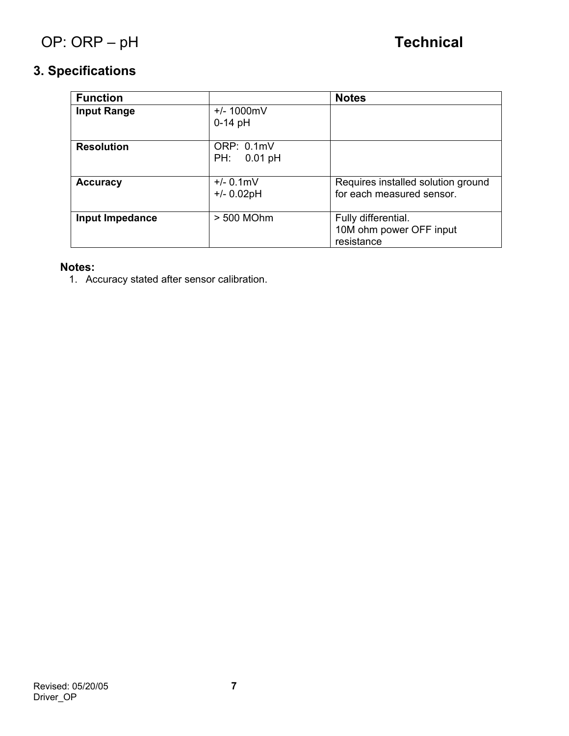## 3. Specifications

| **Function** | | **Notes** |
|---|---|---|
| **Input Range** | +/- 1000mV<br>0-14 pH | |
| **Resolution** | ORP: 0.1mV<br>PH: 0.01 pH | |
| **Accuracy** | +/- 0.1mV<br>+/- 0.02pH | Requires installed solution ground for each measured sensor. |
| **Input Impedance** | > 500 MOhm | Fully differential.<br>10M ohm power OFF input resistance |

**Notes:**

1. Accuracy stated after sensor calibration.